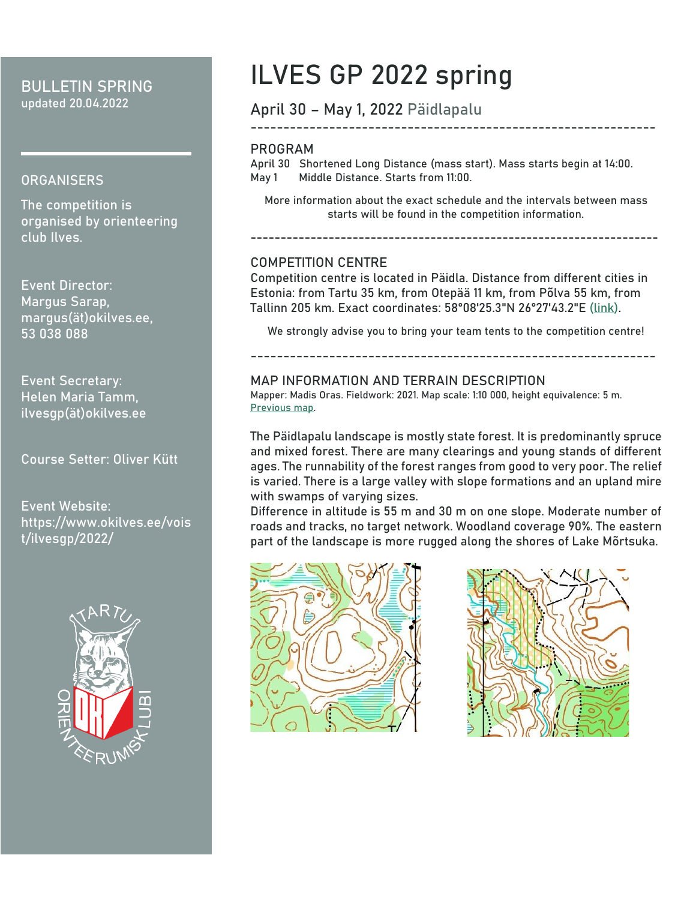# ILVES GP 2022 spring

## April 30 – May 1, 2022 Päidlapalu

BULLETIN SPRING
updated 20.04.2022

## ORGANISERS

The competition is organised by orienteering club Ilves.

Event Director:
Margus Sarap,
margus(ät)okilves.ee,
53 038 088

Event Secretary:
Helen Maria Tamm,
ilvesgp(ät)okilves.ee

Course Setter: Oliver Kütt

Event Website:
https://www.okilves.ee/voist/ilvesgp/2022/

---

## PROGRAM

April 30 Shortened Long Distance (mass start). Mass starts begin at 14:00.
May 1 Middle Distance. Starts from 11:00.

More information about the exact schedule and the intervals between mass starts will be found in the competition information.

---

## COMPETITION CENTRE

Competition centre is located in Päidla. Distance from different cities in Estonia: from Tartu 35 km, from Otepää 11 km, from Põlva 55 km, from Tallinn 205 km. Exact coordinates: 58°08'25.3"N 26°27'43.2"E (link).

We strongly advise you to bring your team tents to the competition centre!

---

## MAP INFORMATION AND TERRAIN DESCRIPTION

Mapper: Madis Oras. Fieldwork: 2021. Map scale: 1:10 000, height equivalence: 5 m.
Previous map.

The Päidlapalu landscape is mostly state forest. It is predominantly spruce and mixed forest. There are many clearings and young stands of different ages. The runnability of the forest ranges from good to very poor. The relief is varied. There is a large valley with slope formations and an upland mire with swamps of varying sizes.
Difference in altitude is 55 m and 30 m on one slope. Moderate number of roads and tracks, no target network. Woodland coverage 90%. The eastern part of the landscape is more rugged along the shores of Lake Mõrtsuka.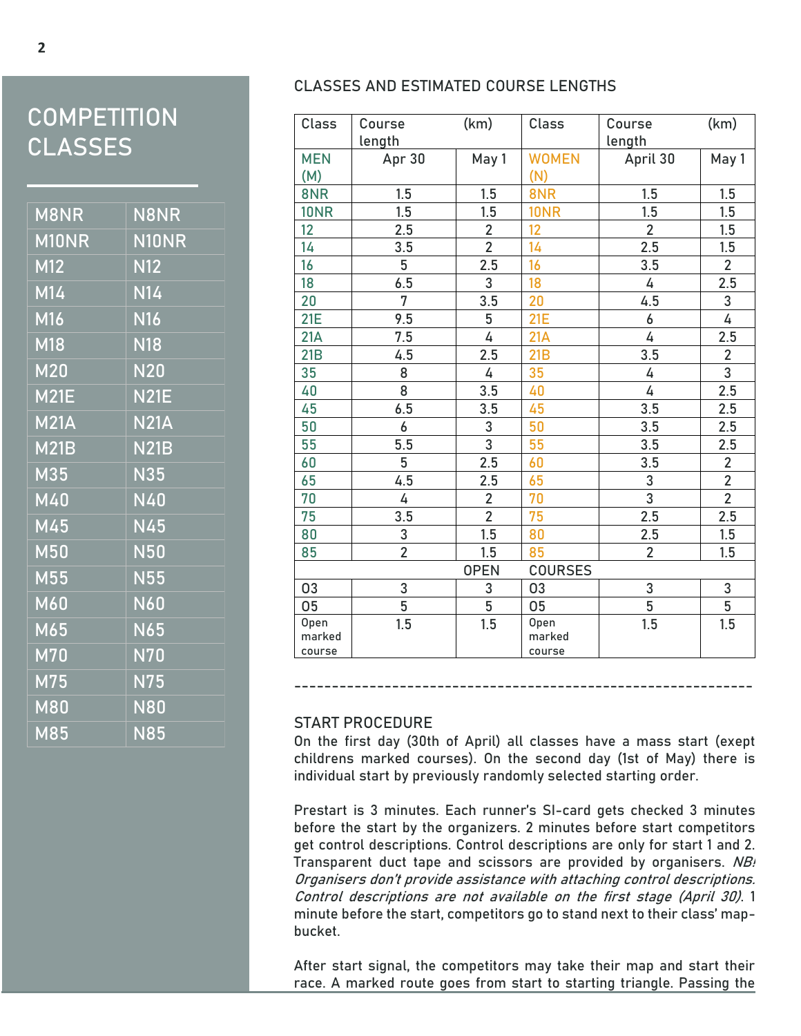# COMPETITION CLASSES

| M8NR | N8NR |
|---|---|
| M10NR | N10NR |
| M12 | N12 |
| M14 | N14 |
| M16 | N16 |
| M18 | N18 |
| M20 | N20 |
| M21E | N21E |
| M21A | N21A |
| M21B | N21B |
| M35 | N35 |
| M40 | N40 |
| M45 | N45 |
| M50 | N50 |
| M55 | N55 |
| M60 | N60 |
| M65 | N65 |
| M70 | N70 |
| M75 | N75 |
| M80 | N80 |
| M85 | N85 |

## CLASSES AND ESTIMATED COURSE LENGTHS

| Class | Course length | (km) | Class | Course length | (km) |
|---|---|---|---|---|---|
| MEN (M) | Apr 30 | May 1 | WOMEN (N) | April 30 | May 1 |
| 8NR | 1.5 | 1.5 | 8NR | 1.5 | 1.5 |
| 10NR | 1.5 | 1.5 | 10NR | 1.5 | 1.5 |
| 12 | 2.5 | 2 | 12 | 2 | 1.5 |
| 14 | 3.5 | 2 | 14 | 2.5 | 1.5 |
| 16 | 5 | 2.5 | 16 | 3.5 | 2 |
| 18 | 6.5 | 3 | 18 | 4 | 2.5 |
| 20 | 7 | 3.5 | 20 | 4.5 | 3 |
| 21E | 9.5 | 5 | 21E | 6 | 4 |
| 21A | 7.5 | 4 | 21A | 4 | 2.5 |
| 21B | 4.5 | 2.5 | 21B | 3.5 | 2 |
| 35 | 8 | 4 | 35 | 4 | 3 |
| 40 | 8 | 3.5 | 40 | 4 | 2.5 |
| 45 | 6.5 | 3.5 | 45 | 3.5 | 2.5 |
| 50 | 6 | 3 | 50 | 3.5 | 2.5 |
| 55 | 5.5 | 3 | 55 | 3.5 | 2.5 |
| 60 | 5 | 2.5 | 60 | 3.5 | 2 |
| 65 | 4.5 | 2.5 | 65 | 3 | 2 |
| 70 | 4 | 2 | 70 | 3 | 2 |
| 75 | 3.5 | 2 | 75 | 2.5 | 2.5 |
| 80 | 3 | 1.5 | 80 | 2.5 | 1.5 |
| 85 | 2 | 1.5 | 85 | 2 | 1.5 |
| | | OPEN | COURSES | | |
| O3 | 3 | 3 | O3 | 3 | 3 |
| O5 | 5 | 5 | O5 | 5 | 5 |
| Open marked course | 1.5 | 1.5 | Open marked course | 1.5 | 1.5 |

---

## START PROCEDURE

On the first day (30th of April) all classes have a mass start (exept childrens marked courses). On the second day (1st of May) there is individual start by previously randomly selected starting order.

Prestart is 3 minutes. Each runner's SI-card gets checked 3 minutes before the start by the organizers. 2 minutes before start competitors get control descriptions. Control descriptions are only for start 1 and 2. Transparent duct tape and scissors are provided by organisers. *NB! Organisers don't provide assistance with attaching control descriptions. Control descriptions are not available on the first stage (April 30).* 1 minute before the start, competitors go to stand next to their class' map-bucket.

After start signal, the competitors may take their map and start their race. A marked route goes from start to starting triangle. Passing the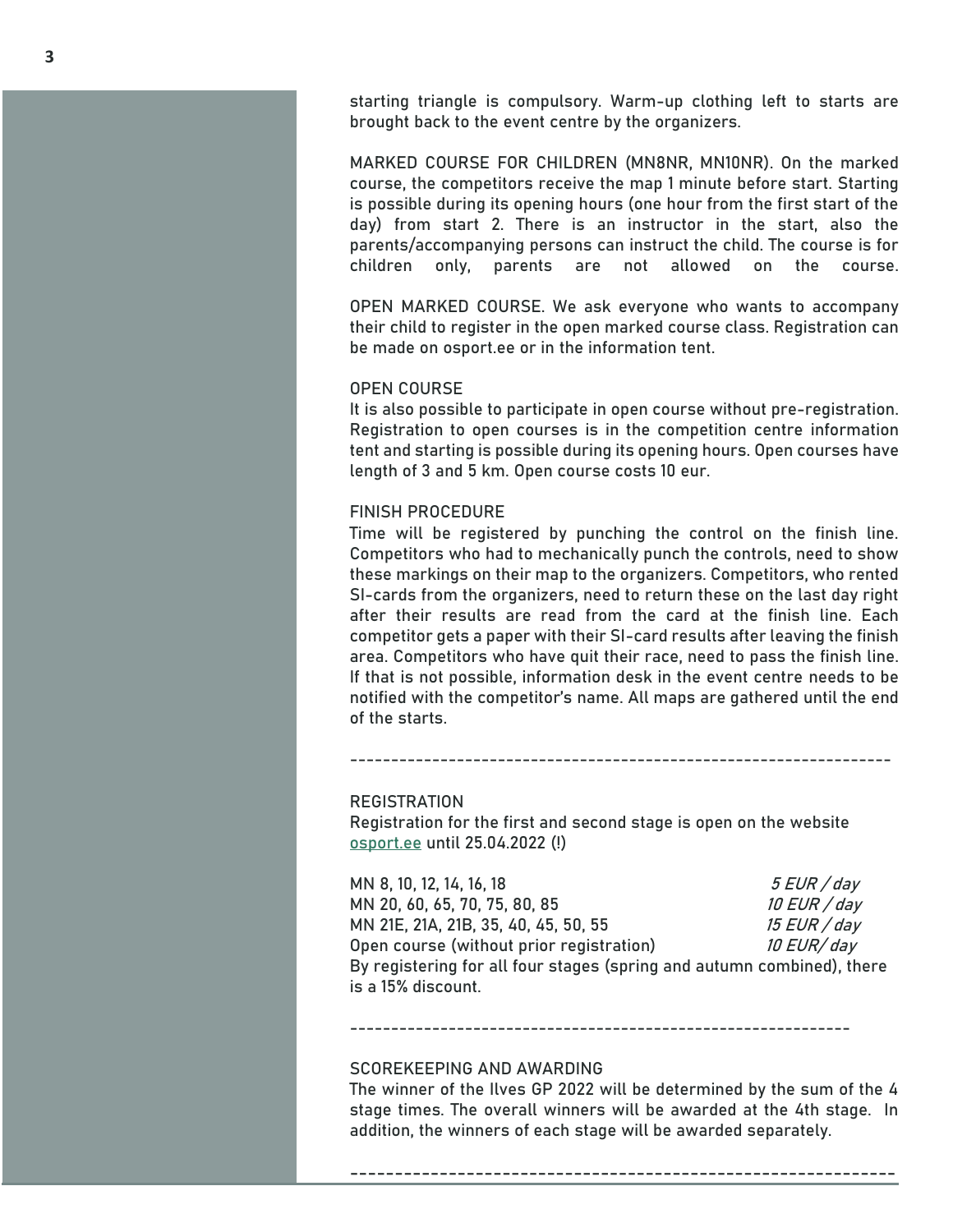starting triangle is compulsory. Warm-up clothing left to starts are brought back to the event centre by the organizers.

MARKED COURSE FOR CHILDREN (MN8NR, MN10NR). On the marked course, the competitors receive the map 1 minute before start. Starting is possible during its opening hours (one hour from the first start of the day) from start 2. There is an instructor in the start, also the parents/accompanying persons can instruct the child. The course is for children only, parents are not allowed on the course.

OPEN MARKED COURSE. We ask everyone who wants to accompany their child to register in the open marked course class. Registration can be made on osport.ee or in the information tent.

OPEN COURSE

It is also possible to participate in open course without pre-registration. Registration to open courses is in the competition centre information tent and starting is possible during its opening hours. Open courses have length of 3 and 5 km. Open course costs 10 eur.

FINISH PROCEDURE

Time will be registered by punching the control on the finish line. Competitors who had to mechanically punch the controls, need to show these markings on their map to the organizers. Competitors, who rented SI-cards from the organizers, need to return these on the last day right after their results are read from the card at the finish line. Each competitor gets a paper with their SI-card results after leaving the finish area. Competitors who have quit their race, need to pass the finish line. If that is not possible, information desk in the event centre needs to be notified with the competitor's name. All maps are gathered until the end of the starts.

---

REGISTRATION

Registration for the first and second stage is open on the website osport.ee until 25.04.2022 (!)

| | |
|---|---|
| MN 8, 10, 12, 14, 16, 18 | *5 EUR / day* |
| MN 20, 60, 65, 70, 75, 80, 85 | *10 EUR / day* |
| MN 21E, 21A, 21B, 35, 40, 45, 50, 55 | *15 EUR / day* |
| Open course (without prior registration) | *10 EUR/ day* |

By registering for all four stages (spring and autumn combined), there is a 15% discount.

---

SCOREKEEPING AND AWARDING

The winner of the Ilves GP 2022 will be determined by the sum of the 4 stage times. The overall winners will be awarded at the 4th stage. In addition, the winners of each stage will be awarded separately.

---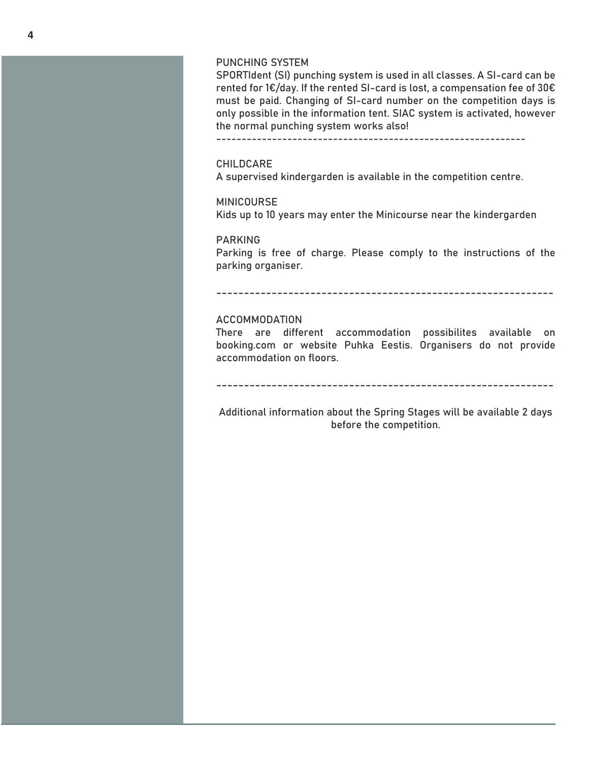## PUNCHING SYSTEM

SPORTIdent (SI) punching system is used in all classes. A SI-card can be rented for 1€/day. If the rented SI-card is lost, a compensation fee of 30€ must be paid. Changing of SI-card number on the competition days is only possible in the information tent. SIAC system is activated, however the normal punching system works also!

---

## CHILDCARE

A supervised kindergarden is available in the competition centre.

## MINICOURSE

Kids up to 10 years may enter the Minicourse near the kindergarden

## PARKING

Parking is free of charge. Please comply to the instructions of the parking organiser.

---

## ACCOMMODATION

There are different accommodation possibilites available on booking.com or website Puhka Eestis. Organisers do not provide accommodation on floors.

---

Additional information about the Spring Stages will be available 2 days before the competition.